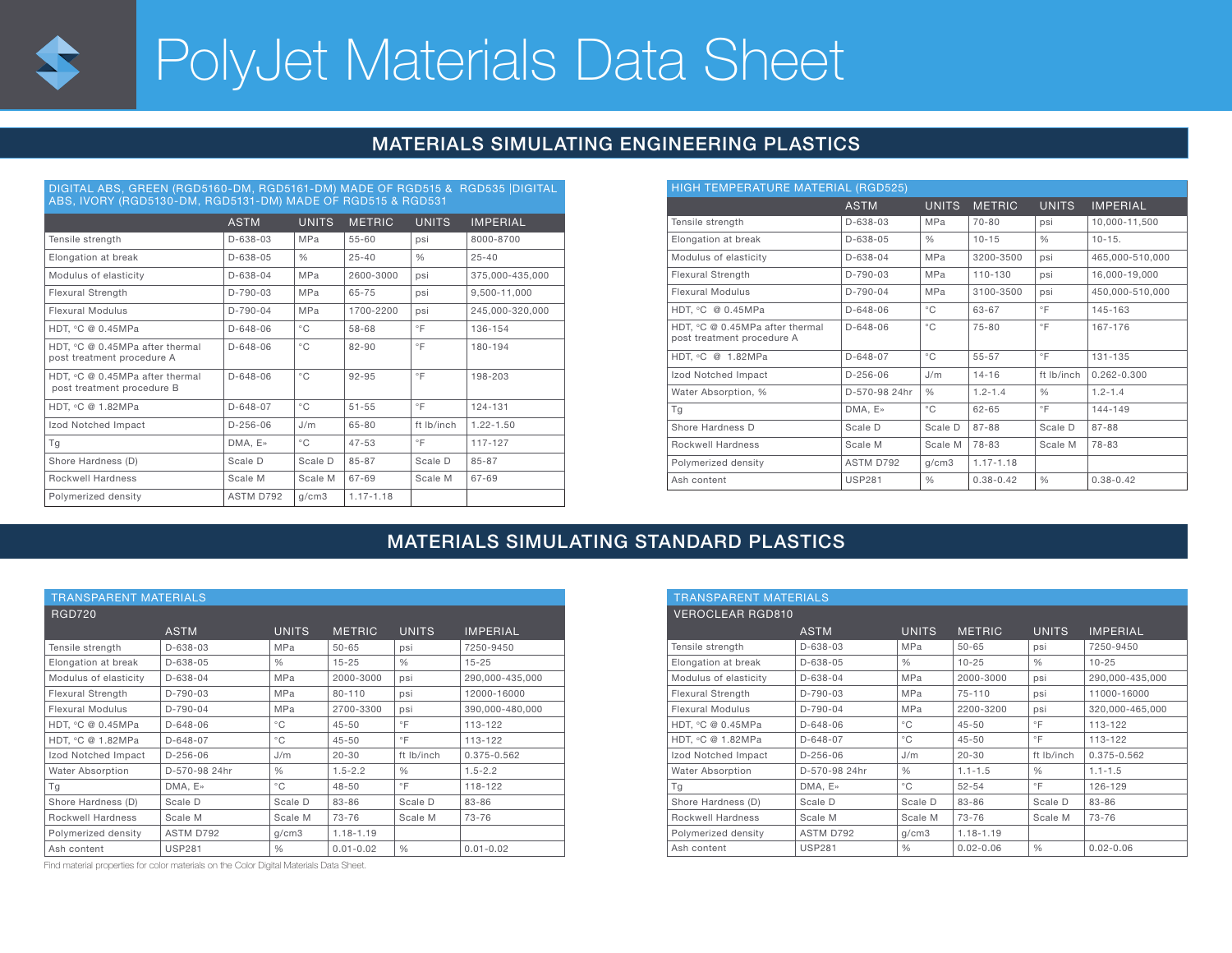# PolyJet Materials Data Sheet

## MATERIALS SIMULATING ENGINEERING PLASTICS

### DIGITAL ABS, GREEN (RGD5160-DM, RGD5161-DM) MADE OF RGD515 & RGD535 |DIGITAL ABS, IVORY (RGD5130-DM, RGD5131-DM) MADE OF RGD515 & RGD531

| | ASTM | UNITS | METRIC | UNITS | IMPERIAL |
|---|---|---|---|---|---|
| Tensile strength | D-638-03 | MPa | 55-60 | psi | 8000-8700 |
| Elongation at break | D-638-05 | % | 25-40 | % | 25-40 |
| Modulus of elasticity | D-638-04 | MPa | 2600-3000 | psi | 375,000-435,000 |
| Flexural Strength | D-790-03 | MPa | 65-75 | psi | 9,500-11,000 |
| Flexural Modulus | D-790-04 | MPa | 1700-2200 | psi | 245,000-320,000 |
| HDT, °C @ 0.45MPa | D-648-06 | °C | 58-68 | °F | 136-154 |
| HDT, °C @ 0.45MPa after thermal post treatment procedure A | D-648-06 | °C | 82-90 | °F | 180-194 |
| HDT, °C @ 0.45MPa after thermal post treatment procedure B | D-648-06 | °C | 92-95 | °F | 198-203 |
| HDT, °C @ 1.82MPa | D-648-07 | °C | 51-55 | °F | 124-131 |
| Izod Notched Impact | D-256-06 | J/m | 65-80 | ft lb/inch | 1.22-1.50 |
| Tg | DMA, E» | °C | 47-53 | °F | 117-127 |
| Shore Hardness (D) | Scale D | Scale D | 85-87 | Scale D | 85-87 |
| Rockwell Hardness | Scale M | Scale M | 67-69 | Scale M | 67-69 |
| Polymerized density | ASTM D792 | g/cm3 | 1.17-1.18 | | |

### HIGH TEMPERATURE MATERIAL (RGD525)

| | ASTM | UNITS | METRIC | UNITS | IMPERIAL |
|---|---|---|---|---|---|
| Tensile strength | D-638-03 | MPa | 70-80 | psi | 10,000-11,500 |
| Elongation at break | D-638-05 | % | 10-15 | % | 10-15. |
| Modulus of elasticity | D-638-04 | MPa | 3200-3500 | psi | 465,000-510,000 |
| Flexural Strength | D-790-03 | MPa | 110-130 | psi | 16,000-19,000 |
| Flexural Modulus | D-790-04 | MPa | 3100-3500 | psi | 450,000-510,000 |
| HDT, °C @ 0.45MPa | D-648-06 | °C | 63-67 | °F | 145-163 |
| HDT, °C @ 0.45MPa after thermal post treatment procedure A | D-648-06 | °C | 75-80 | °F | 167-176 |
| HDT, °C @ 1.82MPa | D-648-07 | °C | 55-57 | °F | 131-135 |
| Izod Notched Impact | D-256-06 | J/m | 14-16 | ft lb/inch | 0.262-0.300 |
| Water Absorption, % | D-570-98 24hr | % | 1.2-1.4 | % | 1.2-1.4 |
| Tg | DMA, E» | °C | 62-65 | °F | 144-149 |
| Shore Hardness D | Scale D | Scale D | 87-88 | Scale D | 87-88 |
| Rockwell Hardness | Scale M | Scale M | 78-83 | Scale M | 78-83 |
| Polymerized density | ASTM D792 | g/cm3 | 1.17-1.18 | | |
| Ash content | USP281 | % | 0.38-0.42 | % | 0.38-0.42 |

## MATERIALS SIMULATING STANDARD PLASTICS

### TRANSPARENT MATERIALS

RGD720

| | ASTM | UNITS | METRIC | UNITS | IMPERIAL |
|---|---|---|---|---|---|
| Tensile strength | D-638-03 | MPa | 50-65 | psi | 7250-9450 |
| Elongation at break | D-638-05 | % | 15-25 | % | 15-25 |
| Modulus of elasticity | D-638-04 | MPa | 2000-3000 | psi | 290,000-435,000 |
| Flexural Strength | D-790-03 | MPa | 80-110 | psi | 12000-16000 |
| Flexural Modulus | D-790-04 | MPa | 2700-3300 | psi | 390,000-480,000 |
| HDT, °C @ 0.45MPa | D-648-06 | °C | 45-50 | °F | 113-122 |
| HDT, °C @ 1.82MPa | D-648-07 | °C | 45-50 | °F | 113-122 |
| Izod Notched Impact | D-256-06 | J/m | 20-30 | ft lb/inch | 0.375-0.562 |
| Water Absorption | D-570-98 24hr | % | 1.5-2.2 | % | 1.5-2.2 |
| Tg | DMA, E» | °C | 48-50 | °F | 118-122 |
| Shore Hardness (D) | Scale D | Scale D | 83-86 | Scale D | 83-86 |
| Rockwell Hardness | Scale M | Scale M | 73-76 | Scale M | 73-76 |
| Polymerized density | ASTM D792 | g/cm3 | 1.18-1.19 | | |
| Ash content | USP281 | % | 0.01-0.02 | % | 0.01-0.02 |

Find material properties for color materials on the Color Digital Materials Data Sheet.

### TRANSPARENT MATERIALS

VEROCLEAR RGD810

| | ASTM | UNITS | METRIC | UNITS | IMPERIAL |
|---|---|---|---|---|---|
| Tensile strength | D-638-03 | MPa | 50-65 | psi | 7250-9450 |
| Elongation at break | D-638-05 | % | 10-25 | % | 10-25 |
| Modulus of elasticity | D-638-04 | MPa | 2000-3000 | psi | 290,000-435,000 |
| Flexural Strength | D-790-03 | MPa | 75-110 | psi | 11000-16000 |
| Flexural Modulus | D-790-04 | MPa | 2200-3200 | psi | 320,000-465,000 |
| HDT, °C @ 0.45MPa | D-648-06 | °C | 45-50 | °F | 113-122 |
| HDT, °C @ 1.82MPa | D-648-07 | °C | 45-50 | °F | 113-122 |
| Izod Notched Impact | D-256-06 | J/m | 20-30 | ft lb/inch | 0.375-0.562 |
| Water Absorption | D-570-98 24hr | % | 1.1-1.5 | % | 1.1-1.5 |
| Tg | DMA, E» | °C | 52-54 | °F | 126-129 |
| Shore Hardness (D) | Scale D | Scale D | 83-86 | Scale D | 83-86 |
| Rockwell Hardness | Scale M | Scale M | 73-76 | Scale M | 73-76 |
| Polymerized density | ASTM D792 | g/cm3 | 1.18-1.19 | | |
| Ash content | USP281 | % | 0.02-0.06 | % | 0.02-0.06 |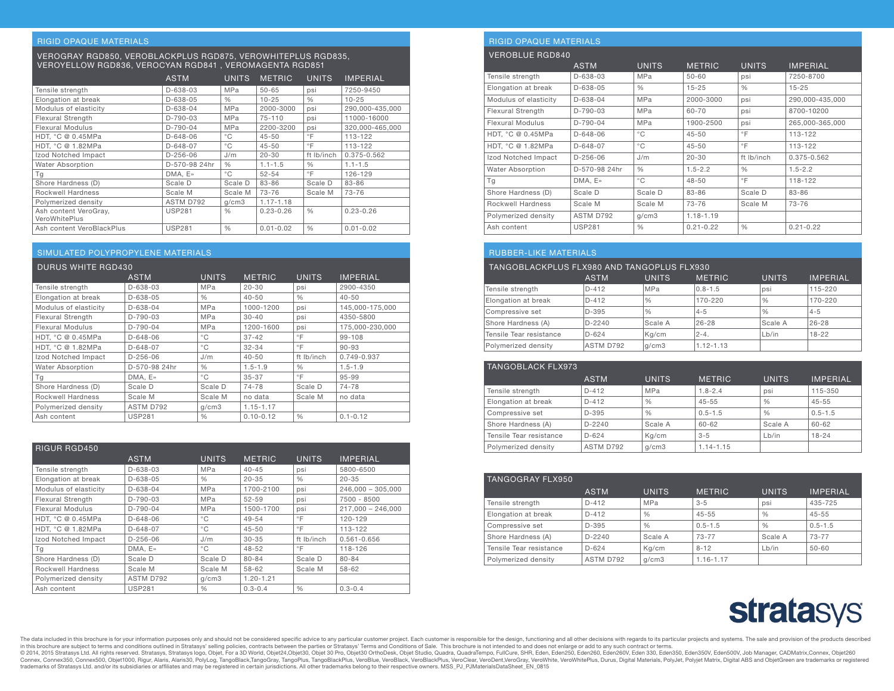## RIGID OPAQUE MATERIALS

### VEROGRAY RGD850, VEROBLACKPLUS RGD875, VEROWHITEPLUS RGD835, VEROYELLOW RGD836, VEROCYAN RGD841 , VEROMAGENTA RGD851

| | ASTM | UNITS | METRIC | UNITS | IMPERIAL |
|---|---|---|---|---|---|
| Tensile strength | D-638-03 | MPa | 50-65 | psi | 7250-9450 |
| Elongation at break | D-638-05 | % | 10-25 | % | 10-25 |
| Modulus of elasticity | D-638-04 | MPa | 2000-3000 | psi | 290,000-435,000 |
| Flexural Strength | D-790-03 | MPa | 75-110 | psi | 11000-16000 |
| Flexural Modulus | D-790-04 | MPa | 2200-3200 | psi | 320,000-465,000 |
| HDT, °C @ 0.45MPa | D-648-06 | °C | 45-50 | °F | 113-122 |
| HDT, °C @ 1.82MPa | D-648-07 | °C | 45-50 | °F | 113-122 |
| Izod Notched Impact | D-256-06 | J/m | 20-30 | ft lb/inch | 0.375-0.562 |
| Water Absorption | D-570-98 24hr | % | 1.1-1.5 | % | 1.1-1.5 |
| Tg | DMA, E» | °C | 52-54 | °F | 126-129 |
| Shore Hardness (D) | Scale D | Scale D | 83-86 | Scale D | 83-86 |
| Rockwell Hardness | Scale M | Scale M | 73-76 | Scale M | 73-76 |
| Polymerized density | ASTM D792 | g/cm3 | 1.17-1.18 | | |
| Ash content VeroGray, VeroWhitePlus | USP281 | % | 0.23-0.26 | % | 0.23-0.26 |
| Ash content VeroBlackPlus | USP281 | % | 0.01-0.02 | % | 0.01-0.02 |

## SIMULATED POLYPROPYLENE MATERIALS

### DURUS WHITE RGD430

| | ASTM | UNITS | METRIC | UNITS | IMPERIAL |
|---|---|---|---|---|---|
| Tensile strength | D-638-03 | MPa | 20-30 | psi | 2900-4350 |
| Elongation at break | D-638-05 | % | 40-50 | % | 40-50 |
| Modulus of elasticity | D-638-04 | MPa | 1000-1200 | psi | 145,000-175,000 |
| Flexural Strength | D-790-03 | MPa | 30-40 | psi | 4350-5800 |
| Flexural Modulus | D-790-04 | MPa | 1200-1600 | psi | 175,000-230,000 |
| HDT, °C @ 0.45MPa | D-648-06 | °C | 37-42 | °F | 99-108 |
| HDT, °C @ 1.82MPa | D-648-07 | °C | 32-34 | °F | 90-93 |
| Izod Notched Impact | D-256-06 | J/m | 40-50 | ft lb/inch | 0.749-0.937 |
| Water Absorption | D-570-98 24hr | % | 1.5-1.9 | % | 1.5-1.9 |
| Tg | DMA, E» | °C | 35-37 | °F | 95-99 |
| Shore Hardness (D) | Scale D | Scale D | 74-78 | Scale D | 74-78 |
| Rockwell Hardness | Scale M | Scale M | no data | Scale M | no data |
| Polymerized density | ASTM D792 | g/cm3 | 1.15-1.17 | | |
| Ash content | USP281 | % | 0.10-0.12 | % | 0.1-0.12 |

### RIGUR RGD450

| | ASTM | UNITS | METRIC | UNITS | IMPERIAL |
|---|---|---|---|---|---|
| Tensile strength | D-638-03 | MPa | 40-45 | psi | 5800-6500 |
| Elongation at break | D-638-05 | % | 20-35 | % | 20-35 |
| Modulus of elasticity | D-638-04 | MPa | 1700-2100 | psi | 246,000 – 305,000 |
| Flexural Strength | D-790-03 | MPa | 52-59 | psi | 7500 - 8500 |
| Flexural Modulus | D-790-04 | MPa | 1500-1700 | psi | 217,000 – 246,000 |
| HDT, °C @ 0.45MPa | D-648-06 | °C | 49-54 | °F | 120-129 |
| HDT, °C @ 1.82MPa | D-648-07 | °C | 45-50 | °F | 113-122 |
| Izod Notched Impact | D-256-06 | J/m | 30-35 | ft lb/inch | 0.561-0.656 |
| Tg | DMA, E» | °C | 48-52 | °F | 118-126 |
| Shore Hardness (D) | Scale D | Scale D | 80-84 | Scale D | 80-84 |
| Rockwell Hardness | Scale M | Scale M | 58-62 | Scale M | 58-62 |
| Polymerized density | ASTM D792 | g/cm3 | 1.20-1.21 | | |
| Ash content | USP281 | % | 0.3-0.4 | % | 0.3-0.4 |

## RIGID OPAQUE MATERIALS

### VEROBLUE RGD840

| | ASTM | UNITS | METRIC | UNITS | IMPERIAL |
|---|---|---|---|---|---|
| Tensile strength | D-638-03 | MPa | 50-60 | psi | 7250-8700 |
| Elongation at break | D-638-05 | % | 15-25 | % | 15-25 |
| Modulus of elasticity | D-638-04 | MPa | 2000-3000 | psi | 290,000-435,000 |
| Flexural Strength | D-790-03 | MPa | 60-70 | psi | 8700-10200 |
| Flexural Modulus | D-790-04 | MPa | 1900-2500 | psi | 265,000-365,000 |
| HDT, °C @ 0.45MPa | D-648-06 | °C | 45-50 | °F | 113-122 |
| HDT, °C @ 1.82MPa | D-648-07 | °C | 45-50 | °F | 113-122 |
| Izod Notched Impact | D-256-06 | J/m | 20-30 | ft lb/inch | 0.375-0.562 |
| Water Absorption | D-570-98 24hr | % | 1.5-2.2 | % | 1.5-2.2 |
| Tg | DMA, E» | °C | 48-50 | °F | 118-122 |
| Shore Hardness (D) | Scale D | Scale D | 83-86 | Scale D | 83-86 |
| Rockwell Hardness | Scale M | Scale M | 73-76 | Scale M | 73-76 |
| Polymerized density | ASTM D792 | g/cm3 | 1.18-1.19 | | |
| Ash content | USP281 | % | 0.21-0.22 | % | 0.21-0.22 |

## RUBBER-LIKE MATERIALS

### TANGOBLACKPLUS FLX980 AND TANGOPLUS FLX930

| | ASTM | UNITS | METRIC | UNITS | IMPERIAL |
|---|---|---|---|---|---|
| Tensile strength | D-412 | MPa | 0.8-1.5 | psi | 115-220 |
| Elongation at break | D-412 | % | 170-220 | % | 170-220 |
| Compressive set | D-395 | % | 4-5 | % | 4-5 |
| Shore Hardness (A) | D-2240 | Scale A | 26-28 | Scale A | 26-28 |
| Tensile Tear resistance | D-624 | Kg/cm | 2-4. | Lb/in | 18-22 |
| Polymerized density | ASTM D792 | g/cm3 | 1.12-1.13 | | |

### TANGOBLACK FLX973

| | ASTM | UNITS | METRIC | UNITS | IMPERIAL |
|---|---|---|---|---|---|
| Tensile strength | D-412 | MPa | 1.8-2.4 | psi | 115-350 |
| Elongation at break | D-412 | % | 45-55 | % | 45-55 |
| Compressive set | D-395 | % | 0.5-1.5 | % | 0.5-1.5 |
| Shore Hardness (A) | D-2240 | Scale A | 60-62 | Scale A | 60-62 |
| Tensile Tear resistance | D-624 | Kg/cm | 3-5 | Lb/in | 18-24 |
| Polymerized density | ASTM D792 | g/cm3 | 1.14-1.15 | | |

### TANGOGRAY FLX950

| | ASTM | UNITS | METRIC | UNITS | IMPERIAL |
|---|---|---|---|---|---|
| Tensile strength | D-412 | MPa | 3-5 | psi | 435-725 |
| Elongation at break | D-412 | % | 45-55 | % | 45-55 |
| Compressive set | D-395 | % | 0.5-1.5 | % | 0.5-1.5 |
| Shore Hardness (A) | D-2240 | Scale A | 73-77 | Scale A | 73-77 |
| Tensile Tear resistance | D-624 | Kg/cm | 8-12 | Lb/in | 50-60 |
| Polymerized density | ASTM D792 | g/cm3 | 1.16-1.17 | | |

**stratasys**

The data included in this brochure is for your information purposes only and should not be considered specific advice to any particular customer project. Each customer is responsible for the design, functioning and all other decisions with regards to its particular projects and systems. The sale and provision of the products described in this brochure are subject to terms and conditions outlined in Stratasys' selling policies, contracts between the parties or Stratasys' Terms and Conditions of Sale. This brochure is not intended to and does not enlarge or add to any such contract or terms.
© 2014, 2015 Stratasys Ltd. All rights reserved. Stratasys, Stratasys logo, Objet, For a 3D World, Objet24,Objet30, Objet 30 Pro, Objet30 OrthoDesk, Objet Studio, Quadra, QuadraTempo, FullCure, SHR, Eden, Eden250, Eden260, Eden260V, Eden 330, Eden350, Eden350V, Eden500V, Job Manager, CADMatrix,Connex, Objet260 Connex, Connex350, Connex500, Objet1000, Rigur, Alaris, Alaris30, PolyLog, TangoBlack,TangoGray, TangoPlus, TangoBlackPlus, VeroBlue, VeroBlack, VeroBlackPlus, VeroClear, VeroDent,VeroGray, VeroWhite, VeroWhitePlus, Durus, Digital Materials, PolyJet, Polyjet Matrix, Digital ABS and ObjetGreen are trademarks or registered trademarks of Stratasys Ltd. and/or its subsidiaries or affiliates and may be registered in certain jurisdictions. All other trademarks belong to their respective owners. MSS_PJ_PJMaterialsDataSheet_EN_0815